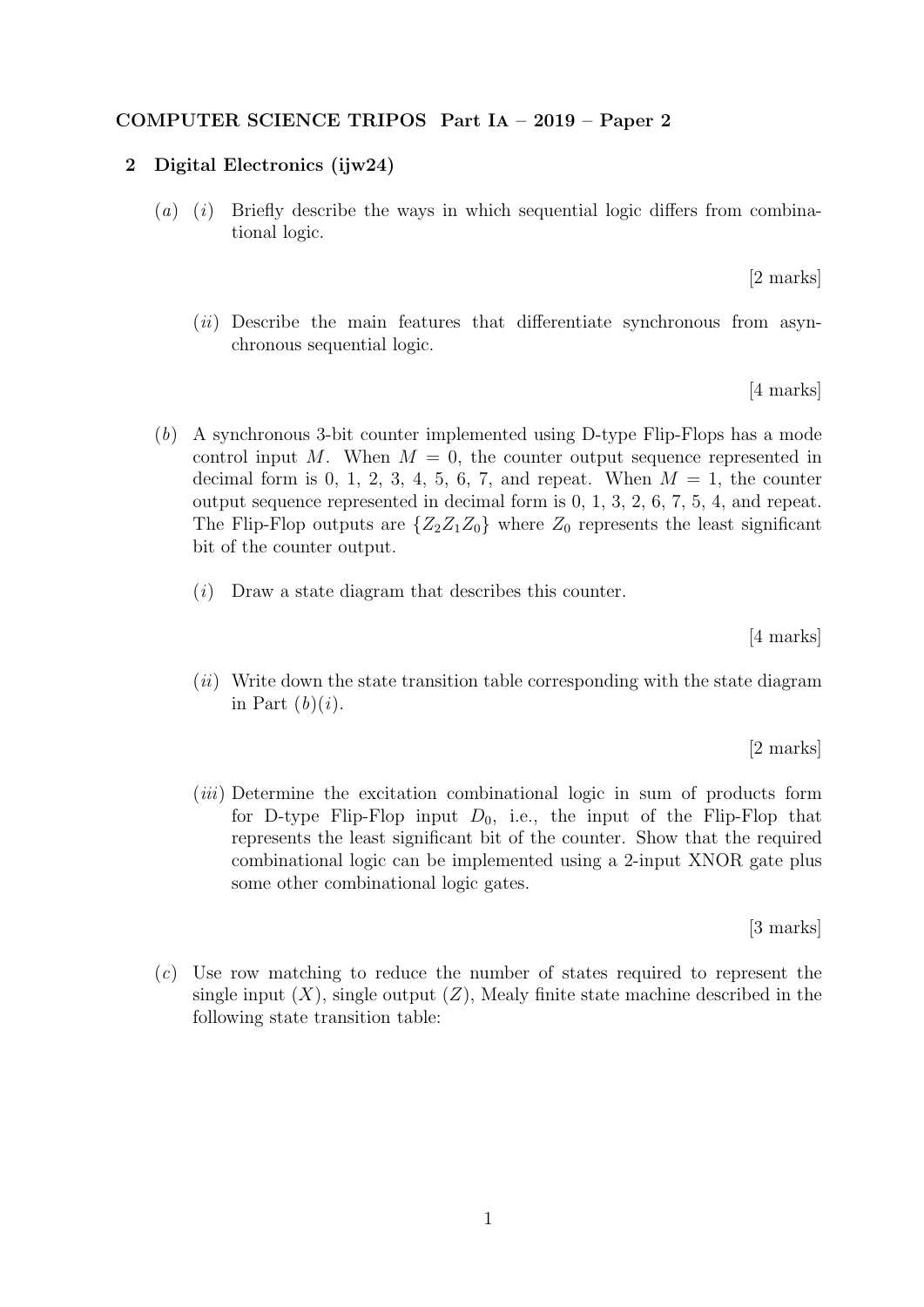**COMPUTER SCIENCE TRIPOS Part IA – 2019 – Paper 2**

## 2 Digital Electronics (ijw24)

(*a*) (*i*) Briefly describe the ways in which sequential logic differs from combinational logic.

[2 marks]

(*ii*) Describe the main features that differentiate synchronous from asynchronous sequential logic.

[4 marks]

(*b*) A synchronous 3-bit counter implemented using D-type Flip-Flops has a mode control input $M$. When $M = 0$, the counter output sequence represented in decimal form is 0, 1, 2, 3, 4, 5, 6, 7, and repeat. When $M = 1$, the counter output sequence represented in decimal form is 0, 1, 3, 2, 6, 7, 5, 4, and repeat. The Flip-Flop outputs are $\{Z_2 Z_1 Z_0\}$ where $Z_0$ represents the least significant bit of the counter output.

(*i*) Draw a state diagram that describes this counter.

[4 marks]

(*ii*) Write down the state transition table corresponding with the state diagram in Part (*b*)(*i*).

[2 marks]

(*iii*) Determine the excitation combinational logic in sum of products form for D-type Flip-Flop input $D_0$, i.e., the input of the Flip-Flop that represents the least significant bit of the counter. Show that the required combinational logic can be implemented using a 2-input XNOR gate plus some other combinational logic gates.

[3 marks]

(*c*) Use row matching to reduce the number of states required to represent the single input ($X$), single output ($Z$), Mealy finite state machine described in the following state transition table: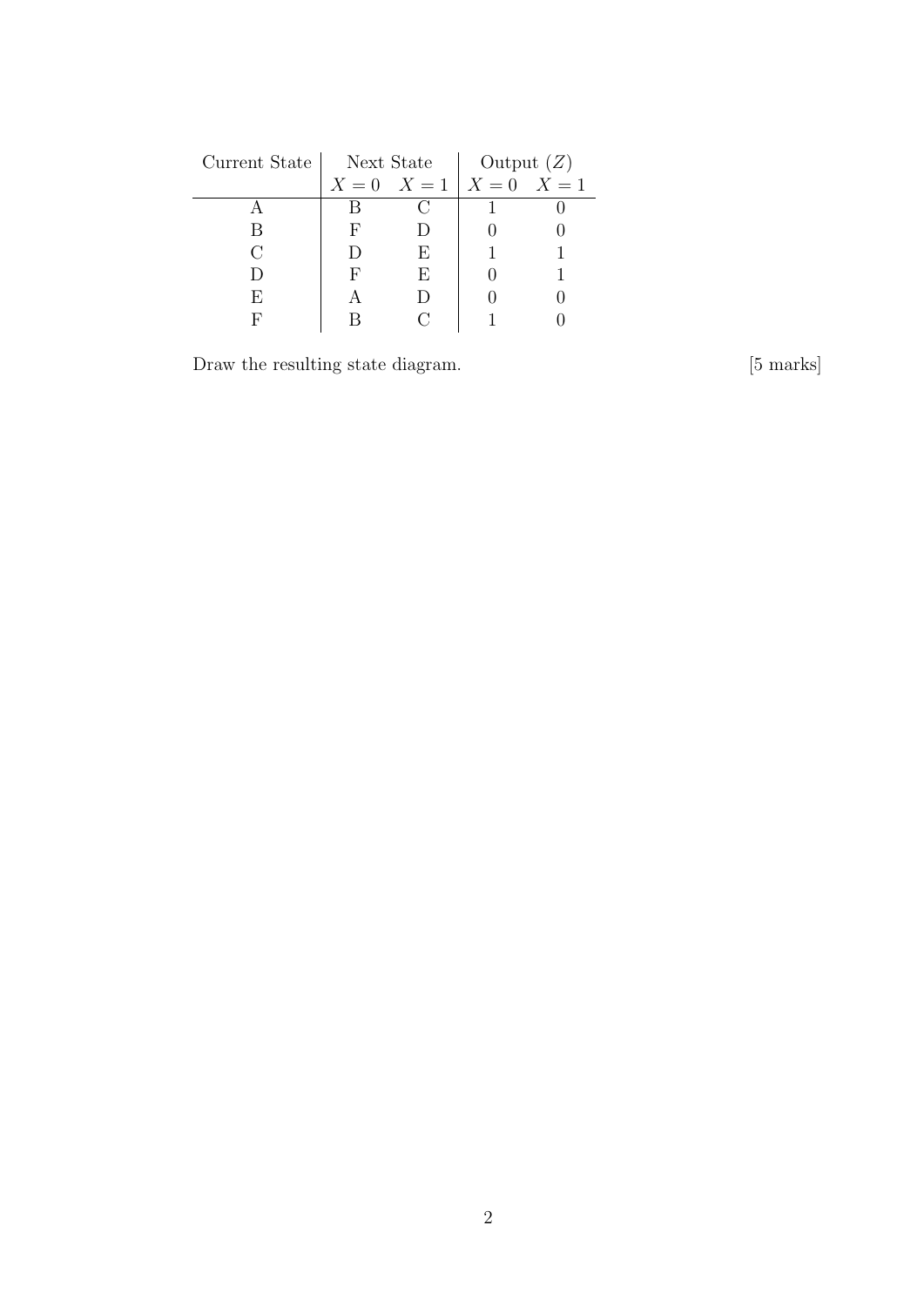| Current State | Next State | | Output ($Z$) | |
|---|---|---|---|---|
| | $X = 0$ | $X = 1$ | $X = 0$ | $X = 1$ |
| A | B | C | 1 | 0 |
| B | F | D | 0 | 0 |
| C | D | E | 1 | 1 |
| D | F | E | 0 | 1 |
| E | A | D | 0 | 0 |
| F | B | C | 1 | 0 |

Draw the resulting state diagram. [5 marks]